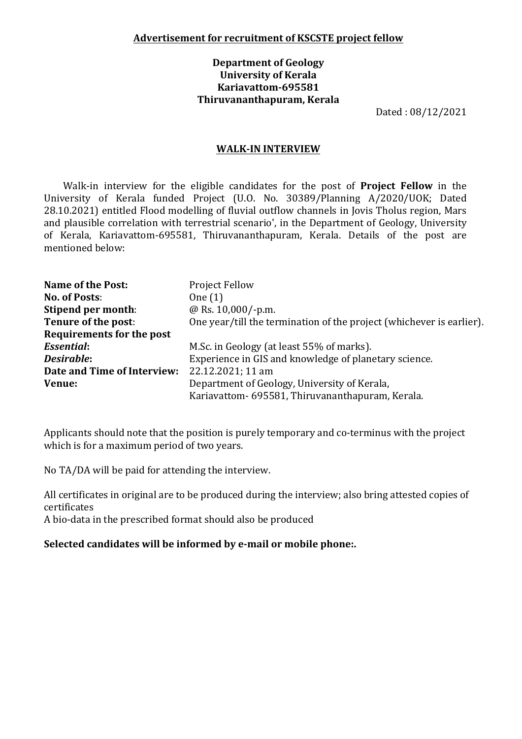**Advertisement for recruitment of KSCSTE project fellow**

**Department of Geology**
**University of Kerala**
**Kariavattom-695581**
**Thiruvananthapuram, Kerala**

Dated : 08/12/2021

## WALK-IN INTERVIEW

Walk-in interview for the eligible candidates for the post of **Project Fellow** in the University of Kerala funded Project (U.O. No. 30389/Planning A/2020/UOK; Dated 28.10.2021) entitled Flood modelling of fluvial outflow channels in Jovis Tholus region, Mars and plausible correlation with terrestrial scenario', in the Department of Geology, University of Kerala, Kariavattom-695581, Thiruvananthapuram, Kerala. Details of the post are mentioned below:

| | |
|---|---|
| **Name of the Post:** | Project Fellow |
| **No. of Posts**: | One (1) |
| **Stipend per month**: | @ Rs. 10,000/-p.m. |
| **Tenure of the post**: | One year/till the termination of the project (whichever is earlier). |
| **Requirements for the post** | |
| ***Essential*:** | M.Sc. in Geology (at least 55% of marks). |
| ***Desirable*:** | Experience in GIS and knowledge of planetary science. |
| **Date and Time of Interview:** | 22.12.2021; 11 am |
| **Venue:** | Department of Geology, University of Kerala, Kariavattom- 695581, Thiruvananthapuram, Kerala. |

Applicants should note that the position is purely temporary and co-terminus with the project which is for a maximum period of two years.

No TA/DA will be paid for attending the interview.

All certificates in original are to be produced during the interview; also bring attested copies of certificates
A bio-data in the prescribed format should also be produced

**Selected candidates will be informed by e-mail or mobile phone:.**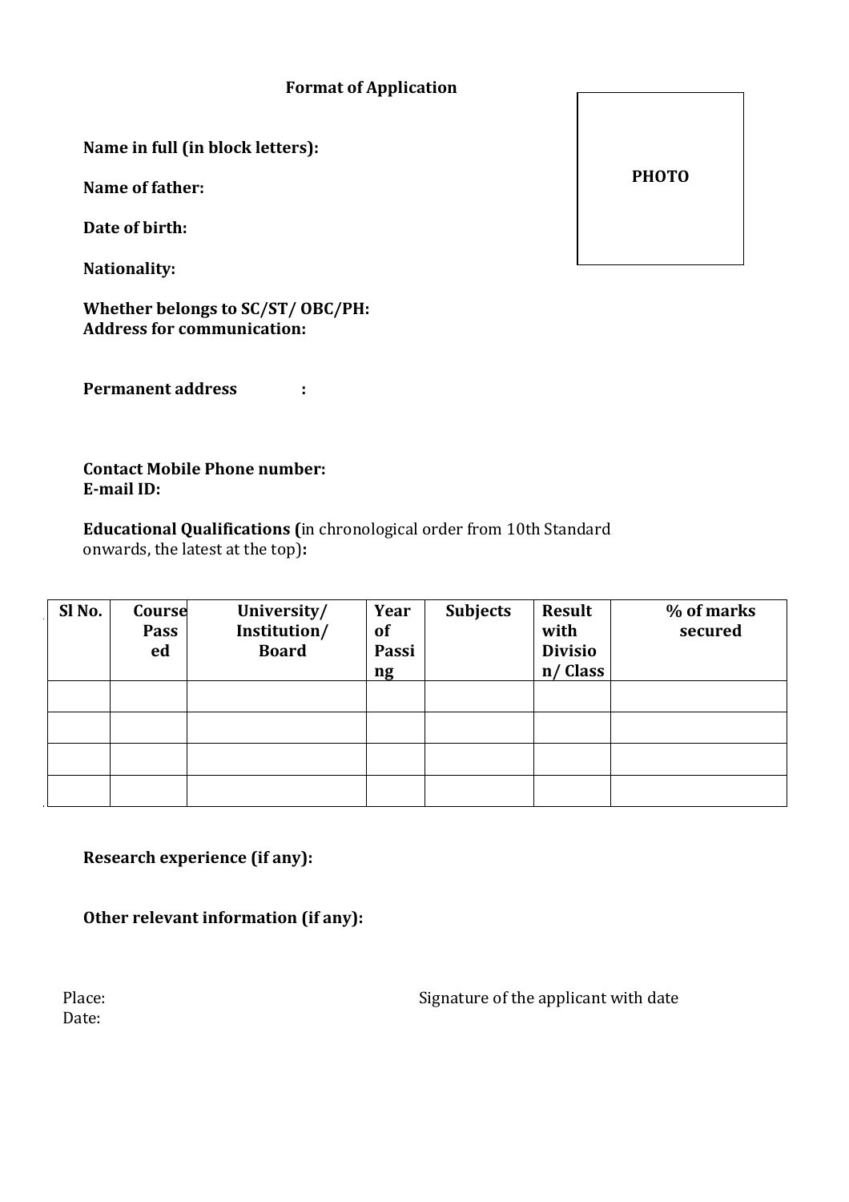**Format of Application**

PHOTO

**Name in full (in block letters):**

**Name of father:**

**Date of birth:**

**Nationality:**

**Whether belongs to SC/ST/ OBC/PH:**
**Address for communication:**

**Permanent address :**

**Contact Mobile Phone number:**
**E-mail ID:**

**Educational Qualifications (**in chronological order from 10th Standard onwards, the latest at the top)**:**

| Sl No. | Course Passed | University/ Institution/ Board | Year of Passing | Subjects | Result with Division/ Class | % of marks secured |
|---|---|---|---|---|---|---|
| | | | | | | |
| | | | | | | |
| | | | | | | |
| | | | | | | |

**Research experience (if any):**

**Other relevant information (if any):**

Place:
Date:

Signature of the applicant with date